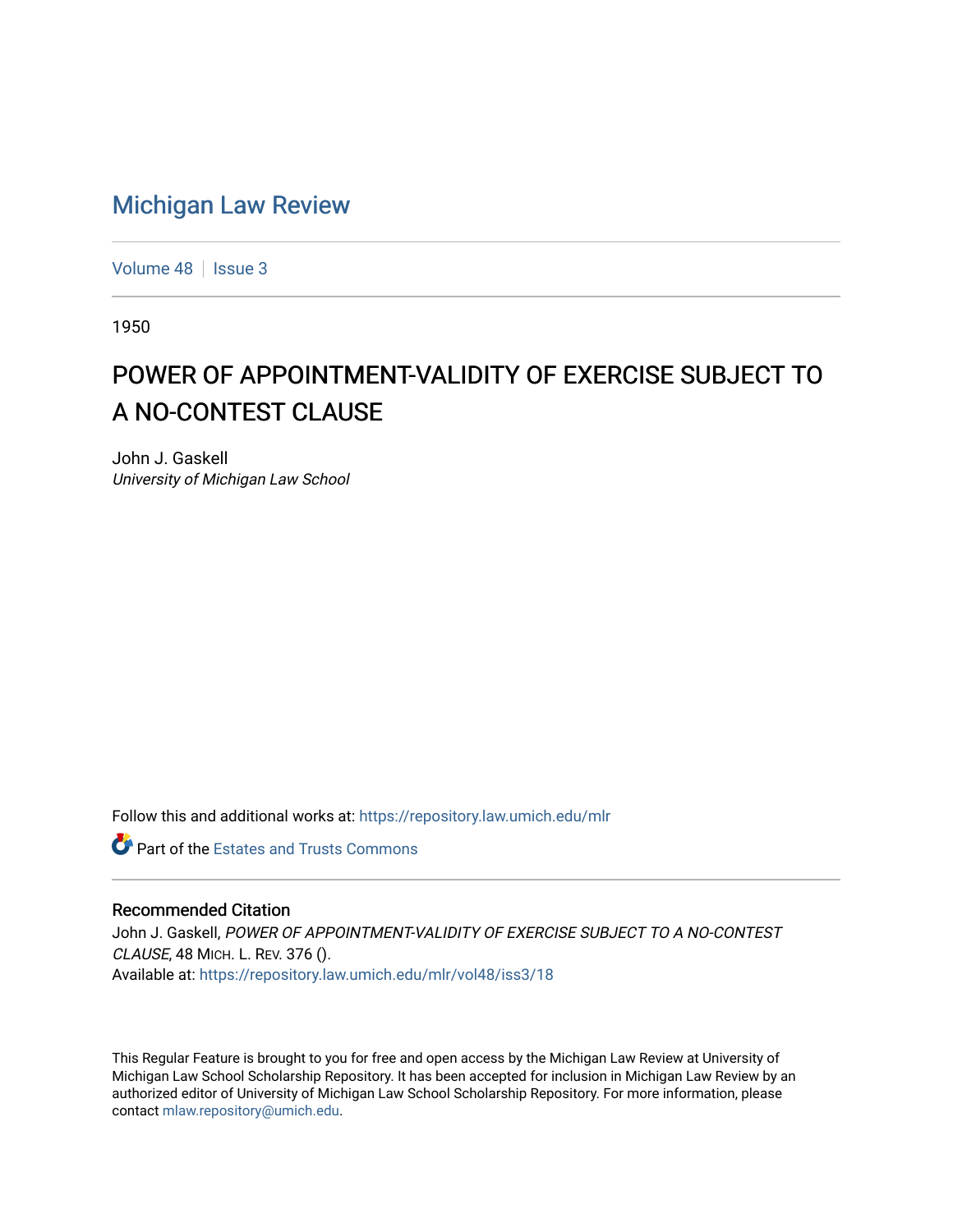# Michigan Law Review

Volume 48 | Issue 3

1950

## POWER OF APPOINTMENT-VALIDITY OF EXERCISE SUBJECT TO A NO-CONTEST CLAUSE

John J. Gaskell
*University of Michigan Law School*

Follow this and additional works at: https://repository.law.umich.edu/mlr

Part of the Estates and Trusts Commons

### Recommended Citation

John J. Gaskell, *POWER OF APPOINTMENT-VALIDITY OF EXERCISE SUBJECT TO A NO-CONTEST CLAUSE*, 48 MICH. L. REV. 376 ().
Available at: https://repository.law.umich.edu/mlr/vol48/iss3/18

This Regular Feature is brought to you for free and open access by the Michigan Law Review at University of Michigan Law School Scholarship Repository. It has been accepted for inclusion in Michigan Law Review by an authorized editor of University of Michigan Law School Scholarship Repository. For more information, please contact mlaw.repository@umich.edu.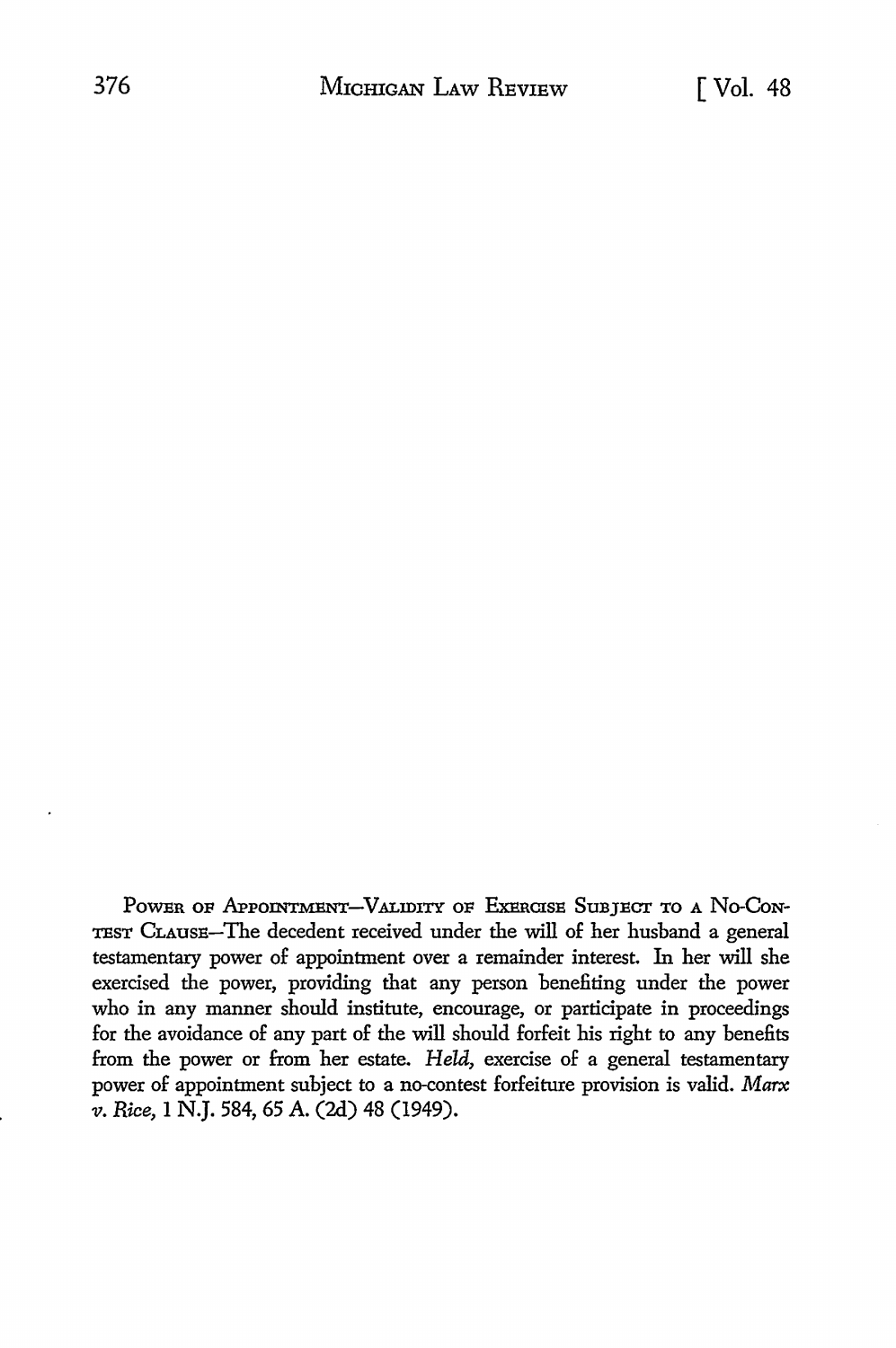POWER OF APPOINTMENT—VALIDITY OF EXERCISE SUBJECT TO A NO-CONTEST CLAUSE—The decedent received under the will of her husband a general testamentary power of appointment over a remainder interest. In her will she exercised the power, providing that any person benefiting under the power who in any manner should institute, encourage, or participate in proceedings for the avoidance of any part of the will should forfeit his right to any benefits from the power or from her estate. *Held,* exercise of a general testamentary power of appointment subject to a no-contest forfeiture provision is valid. *Marx v. Rice,* 1 N.J. 584, 65 A. (2d) 48 (1949).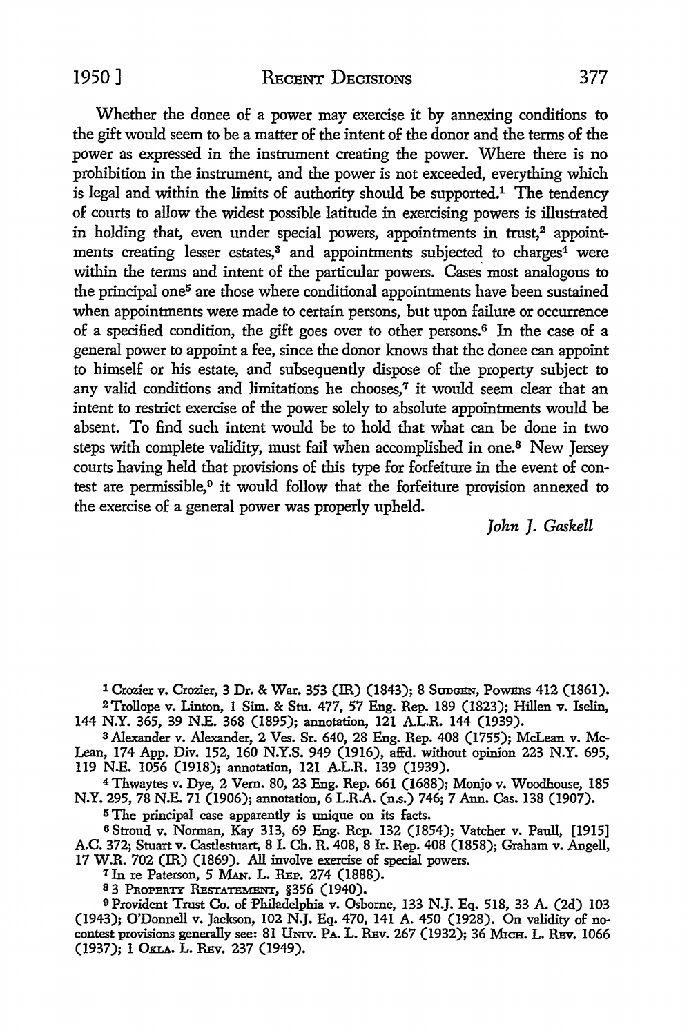Whether the donee of a power may exercise it by annexing conditions to the gift would seem to be a matter of the intent of the donor and the terms of the power as expressed in the instrument creating the power. Where there is no prohibition in the instrument, and the power is not exceeded, everything which is legal and within the limits of authority should be supported.[1] The tendency of courts to allow the widest possible latitude in exercising powers is illustrated in holding that, even under special powers, appointments in trust,[2] appointments creating lesser estates,[3] and appointments subjected to charges[4] were within the terms and intent of the particular powers. Cases most analogous to the principal one[5] are those where conditional appointments have been sustained when appointments were made to certain persons, but upon failure or occurrence of a specified condition, the gift goes over to other persons.[6] In the case of a general power to appoint a fee, since the donor knows that the donee can appoint to himself or his estate, and subsequently dispose of the property subject to any valid conditions and limitations he chooses,[7] it would seem clear that an intent to restrict exercise of the power solely to absolute appointments would be absent. To find such intent would be to hold that what can be done in two steps with complete validity, must fail when accomplished in one.[8] New Jersey courts having held that provisions of this type for forfeiture in the event of contest are permissible,[9] it would follow that the forfeiture provision annexed to the exercise of a general power was properly upheld.

*John J. Gaskell*

---

[1] Crozier v. Crozier, 3 Dr. & War. 353 (IR) (1843); 8 SUGDEN, POWERS 412 (1861).

[2] Trollope v. Linton, 1 Sim. & Stu. 477, 57 Eng. Rep. 189 (1823); Hillen v. Iselin, 144 N.Y. 365, 39 N.E. 368 (1895); annotation, 121 A.L.R. 144 (1939).

[3] Alexander v. Alexander, 2 Ves. Sr. 640, 28 Eng. Rep. 408 (1755); McLean v. McLean, 174 App. Div. 152, 160 N.Y.S. 949 (1916), affd. without opinion 223 N.Y. 695, 119 N.E. 1056 (1918); annotation, 121 A.L.R. 139 (1939).

[4] Thwaytes v. Dye, 2 Vern. 80, 23 Eng. Rep. 661 (1688); Monjo v. Woodhouse, 185 N.Y. 295, 78 N.E. 71 (1906); annotation, 6 L.R.A. (n.s.) 746; 7 Ann. Cas. 138 (1907).

[5] The principal case apparently is unique on its facts.

[6] Stroud v. Norman, Kay 313, 69 Eng. Rep. 132 (1854); Vatcher v. Paull, [1915] A.C. 372; Stuart v. Castlestuart, 8 I. Ch. R. 408, 8 Ir. Rep. 408 (1858); Graham v. Angell, 17 W.R. 702 (IR) (1869). All involve exercise of special powers.

[7] In re Paterson, 5 MAN. L. REP. 274 (1888).

[8] 3 PROPERTY RESTATEMENT, §356 (1940).

[9] Provident Trust Co. of Philadelphia v. Osborne, 133 N.J. Eq. 518, 33 A. (2d) 103 (1943); O'Donnell v. Jackson, 102 N.J. Eq. 470, 141 A. 450 (1928). On validity of no-contest provisions generally see: 81 UNIV. PA. L. REV. 267 (1932); 36 MICH. L. REV. 1066 (1937); 1 OKLA. L. REV. 237 (1949).